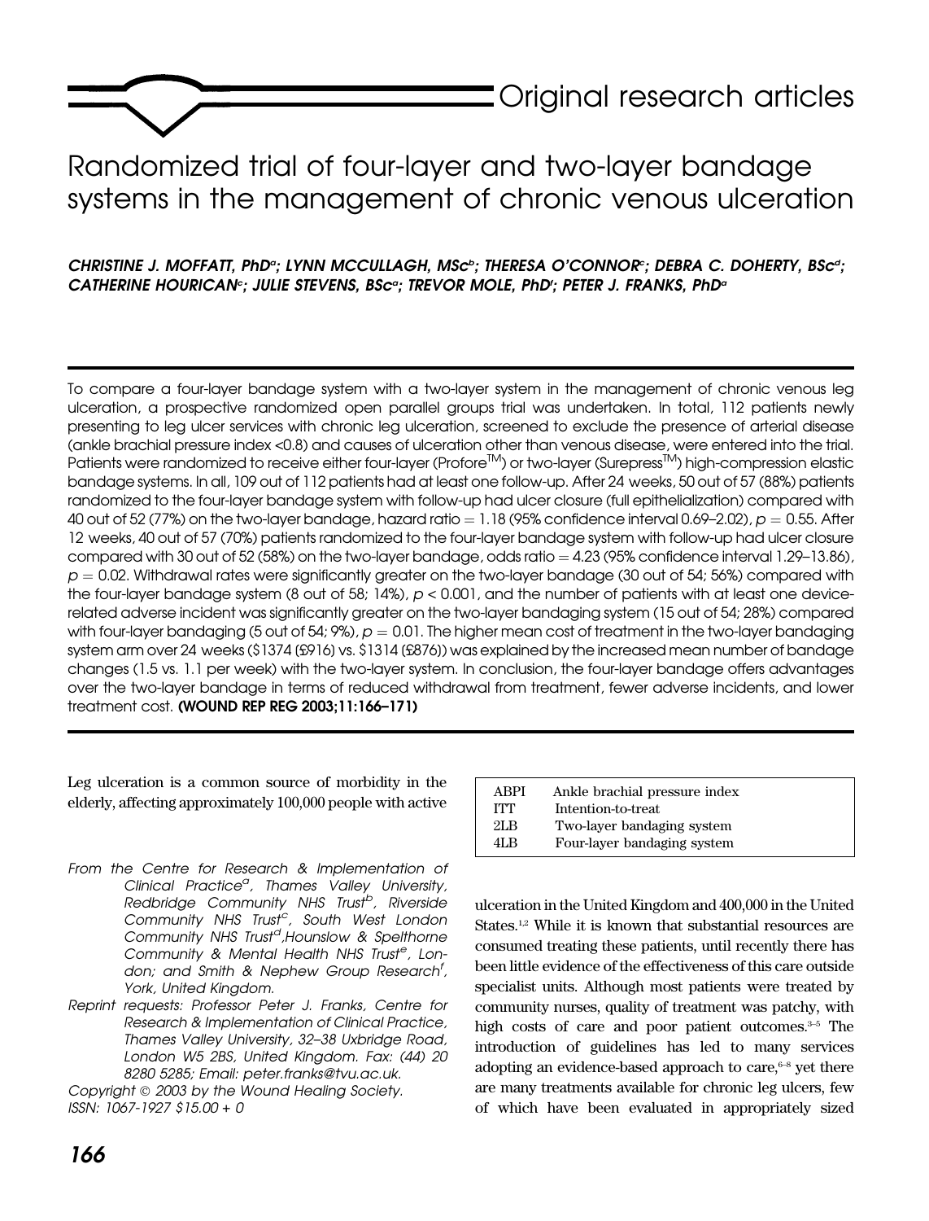Original research articles

# Randomized trial of four-layer and two-layer bandage systems in the management of chronic venous ulceration

***CHRISTINE J. MOFFATT, PhD[a]; LYNN MCCULLAGH, MSc[b]; THERESA O'CONNOR[c]; DEBRA C. DOHERTY, BSc[d]; CATHERINE HOURICAN[c]; JULIE STEVENS, BSc[a]; TREVOR MOLE, PhD[f]; PETER J. FRANKS, PhD[a]***

To compare a four-layer bandage system with a two-layer system in the management of chronic venous leg ulceration, a prospective randomized open parallel groups trial was undertaken. In total, 112 patients newly presenting to leg ulcer services with chronic leg ulceration, screened to exclude the presence of arterial disease (ankle brachial pressure index <0.8) and causes of ulceration other than venous disease, were entered into the trial. Patients were randomized to receive either four-layer (Profore™) or two-layer (Surepress™) high-compression elastic bandage systems. In all, 109 out of 112 patients had at least one follow-up. After 24 weeks, 50 out of 57 (88%) patients randomized to the four-layer bandage system with follow-up had ulcer closure (full epithelialization) compared with 40 out of 52 (77%) on the two-layer bandage, hazard ratio = 1.18 (95% confidence interval 0.69–2.02), $p = 0.55$. After 12 weeks, 40 out of 57 (70%) patients randomized to the four-layer bandage system with follow-up had ulcer closure compared with 30 out of 52 (58%) on the two-layer bandage, odds ratio = 4.23 (95% confidence interval 1.29–13.86), $p = 0.02$. Withdrawal rates were significantly greater on the two-layer bandage (30 out of 54; 56%) compared with the four-layer bandage system (8 out of 58; 14%), $p < 0.001$, and the number of patients with at least one device-related adverse incident was significantly greater on the two-layer bandaging system (15 out of 54; 28%) compared with four-layer bandaging (5 out of 54; 9%), $p = 0.01$. The higher mean cost of treatment in the two-layer bandaging system arm over 24 weeks (\$1374 (£916) vs. \$1314 (£876)) was explained by the increased mean number of bandage changes (1.5 vs. 1.1 per week) with the two-layer system. In conclusion, the four-layer bandage offers advantages over the two-layer bandage in terms of reduced withdrawal from treatment, fewer adverse incidents, and lower treatment cost. **(WOUND REP REG 2003;11:166–171)**

| | |
|---|---|
| ABPI | Ankle brachial pressure index |
| ITT | Intention-to-treat |
| 2LB | Two-layer bandaging system |
| 4LB | Four-layer bandaging system |

Leg ulceration is a common source of morbidity in the elderly, affecting approximately 100,000 people with active ulceration in the United Kingdom and 400,000 in the United States.[1,2] While it is known that substantial resources are consumed treating these patients, until recently there has been little evidence of the effectiveness of this care outside specialist units. Although most patients were treated by community nurses, quality of treatment was patchy, with high costs of care and poor patient outcomes.[3–5] The introduction of guidelines has led to many services adopting an evidence-based approach to care,[6–8] yet there are many treatments available for chronic leg ulcers, few of which have been evaluated in appropriately sized

*From the Centre for Research & Implementation of Clinical Practice[a], Thames Valley University, Redbridge Community NHS Trust[b], Riverside Community NHS Trust[c], South West London Community NHS Trust[d], Hounslow & Spelthorne Community & Mental Health NHS Trust[e], London; and Smith & Nephew Group Research[f], York, United Kingdom.*

*Reprint requests: Professor Peter J. Franks, Centre for Research & Implementation of Clinical Practice, Thames Valley University, 32–38 Uxbridge Road, London W5 2BS, United Kingdom. Fax: (44) 20 8280 5285; Email: peter.franks@tvu.ac.uk.*

*Copyright © 2003 by the Wound Healing Society. ISSN: 1067-1927 \$15.00 + 0*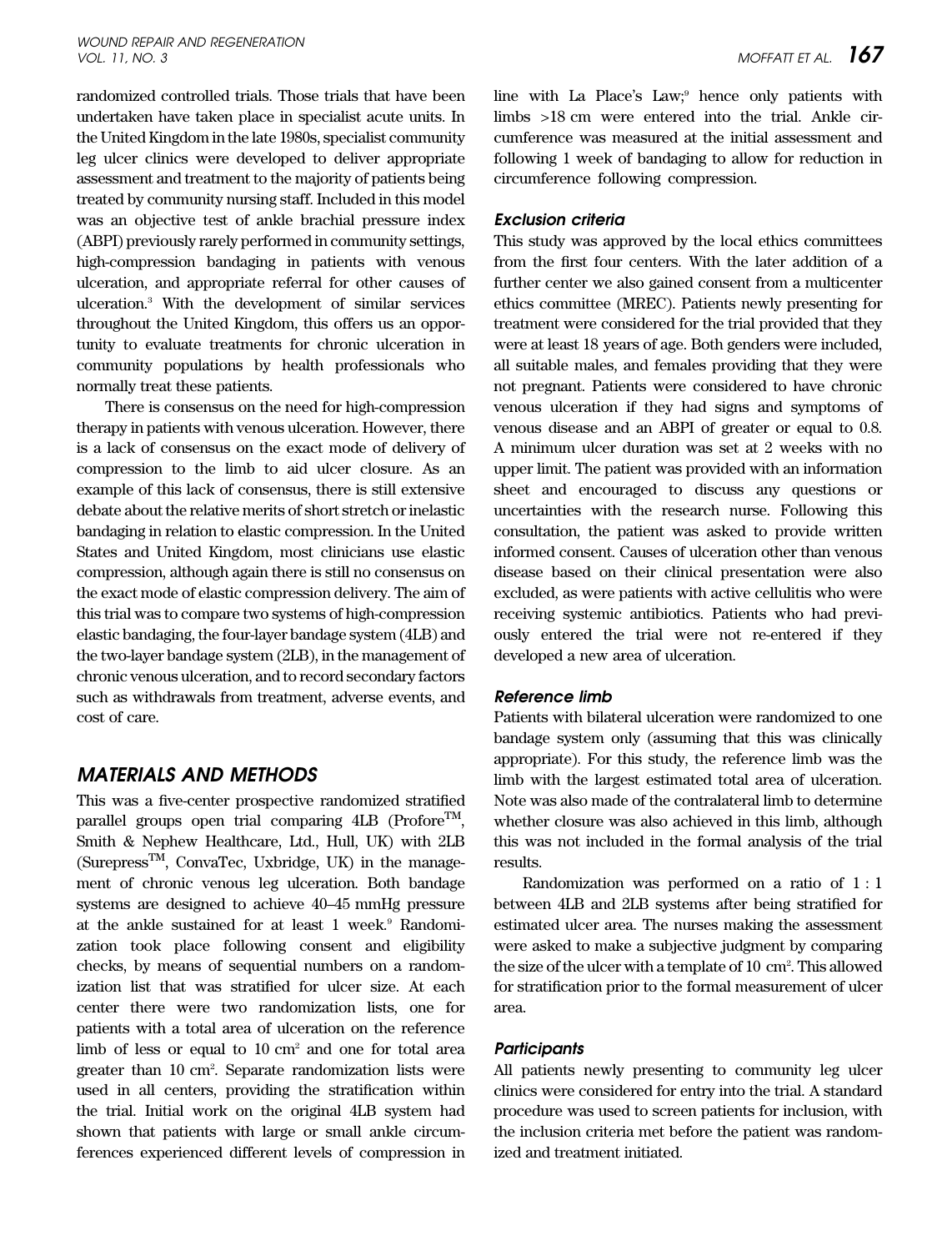randomized controlled trials. Those trials that have been undertaken have taken place in specialist acute units. In the United Kingdom in the late 1980s, specialist community leg ulcer clinics were developed to deliver appropriate assessment and treatment to the majority of patients being treated by community nursing staff. Included in this model was an objective test of ankle brachial pressure index (ABPI) previously rarely performed in community settings, high-compression bandaging in patients with venous ulceration, and appropriate referral for other causes of ulceration.[3] With the development of similar services throughout the United Kingdom, this offers us an opportunity to evaluate treatments for chronic ulceration in community populations by health professionals who normally treat these patients.

There is consensus on the need for high-compression therapy in patients with venous ulceration. However, there is a lack of consensus on the exact mode of delivery of compression to the limb to aid ulcer closure. As an example of this lack of consensus, there is still extensive debate about the relative merits of short stretch or inelastic bandaging in relation to elastic compression. In the United States and United Kingdom, most clinicians use elastic compression, although again there is still no consensus on the exact mode of elastic compression delivery. The aim of this trial was to compare two systems of high-compression elastic bandaging, the four-layer bandage system (4LB) and the two-layer bandage system (2LB), in the management of chronic venous ulceration, and to record secondary factors such as withdrawals from treatment, adverse events, and cost of care.

## MATERIALS AND METHODS

This was a five-center prospective randomized stratified parallel groups open trial comparing 4LB (Profore™, Smith & Nephew Healthcare, Ltd., Hull, UK) with 2LB (Surepress™, ConvaTec, Uxbridge, UK) in the management of chronic venous leg ulceration. Both bandage systems are designed to achieve 40–45 mmHg pressure at the ankle sustained for at least 1 week.[9] Randomization took place following consent and eligibility checks, by means of sequential numbers on a randomization list that was stratified for ulcer size. At each center there were two randomization lists, one for patients with a total area of ulceration on the reference limb of less or equal to 10 $cm^2$ and one for total area greater than 10 $cm^2$. Separate randomization lists were used in all centers, providing the stratification within the trial. Initial work on the original 4LB system had shown that patients with large or small ankle circumferences experienced different levels of compression in line with La Place's Law;[9] hence only patients with limbs >18 cm were entered into the trial. Ankle circumference was measured at the initial assessment and following 1 week of bandaging to allow for reduction in circumference following compression.

### *Exclusion criteria*

This study was approved by the local ethics committees from the first four centers. With the later addition of a further center we also gained consent from a multicenter ethics committee (MREC). Patients newly presenting for treatment were considered for the trial provided that they were at least 18 years of age. Both genders were included, all suitable males, and females providing that they were not pregnant. Patients were considered to have chronic venous ulceration if they had signs and symptoms of venous disease and an ABPI of greater or equal to 0.8. A minimum ulcer duration was set at 2 weeks with no upper limit. The patient was provided with an information sheet and encouraged to discuss any questions or uncertainties with the research nurse. Following this consultation, the patient was asked to provide written informed consent. Causes of ulceration other than venous disease based on their clinical presentation were also excluded, as were patients with active cellulitis who were receiving systemic antibiotics. Patients who had previously entered the trial were not re-entered if they developed a new area of ulceration.

### *Reference limb*

Patients with bilateral ulceration were randomized to one bandage system only (assuming that this was clinically appropriate). For this study, the reference limb was the limb with the largest estimated total area of ulceration. Note was also made of the contralateral limb to determine whether closure was also achieved in this limb, although this was not included in the formal analysis of the trial results.

Randomization was performed on a ratio of 1 : 1 between 4LB and 2LB systems after being stratified for estimated ulcer area. The nurses making the assessment were asked to make a subjective judgment by comparing the size of the ulcer with a template of 10 $cm^2$. This allowed for stratification prior to the formal measurement of ulcer area.

### *Participants*

All patients newly presenting to community leg ulcer clinics were considered for entry into the trial. A standard procedure was used to screen patients for inclusion, with the inclusion criteria met before the patient was randomized and treatment initiated.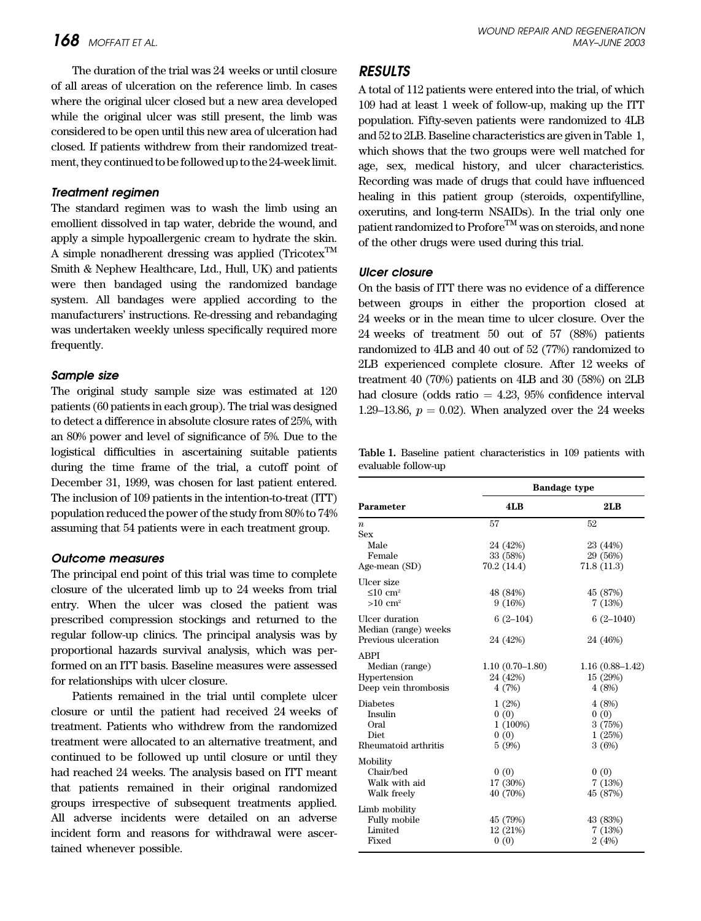The duration of the trial was 24 weeks or until closure of all areas of ulceration on the reference limb. In cases where the original ulcer closed but a new area developed while the original ulcer was still present, the limb was considered to be open until this new area of ulceration had closed. If patients withdrew from their randomized treatment, they continued to be followed up to the 24-week limit.

### Treatment regimen

The standard regimen was to wash the limb using an emollient dissolved in tap water, debride the wound, and apply a simple hypoallergenic cream to hydrate the skin. A simple nonadherent dressing was applied (Tricotex™ Smith & Nephew Healthcare, Ltd., Hull, UK) and patients were then bandaged using the randomized bandage system. All bandages were applied according to the manufacturers' instructions. Re-dressing and rebandaging was undertaken weekly unless specifically required more frequently.

### Sample size

The original study sample size was estimated at 120 patients (60 patients in each group). The trial was designed to detect a difference in absolute closure rates of 25%, with an 80% power and level of significance of 5%. Due to the logistical difficulties in ascertaining suitable patients during the time frame of the trial, a cutoff point of December 31, 1999, was chosen for last patient entered. The inclusion of 109 patients in the intention-to-treat (ITT) population reduced the power of the study from 80% to 74% assuming that 54 patients were in each treatment group.

### Outcome measures

The principal end point of this trial was time to complete closure of the ulcerated limb up to 24 weeks from trial entry. When the ulcer was closed the patient was prescribed compression stockings and returned to the regular follow-up clinics. The principal analysis was by proportional hazards survival analysis, which was performed on an ITT basis. Baseline measures were assessed for relationships with ulcer closure.

Patients remained in the trial until complete ulcer closure or until the patient had received 24 weeks of treatment. Patients who withdrew from the randomized treatment were allocated to an alternative treatment, and continued to be followed up until closure or until they had reached 24 weeks. The analysis based on ITT meant that patients remained in their original randomized groups irrespective of subsequent treatments applied. All adverse incidents were detailed on an adverse incident form and reasons for withdrawal were ascertained whenever possible.

## RESULTS

A total of 112 patients were entered into the trial, of which 109 had at least 1 week of follow-up, making up the ITT population. Fifty-seven patients were randomized to 4LB and 52 to 2LB. Baseline characteristics are given in Table 1, which shows that the two groups were well matched for age, sex, medical history, and ulcer characteristics. Recording was made of drugs that could have influenced healing in this patient group (steroids, oxpentifylline, oxerutins, and long-term NSAIDs). In the trial only one patient randomized to Profore™ was on steroids, and none of the other drugs were used during this trial.

### Ulcer closure

On the basis of ITT there was no evidence of a difference between groups in either the proportion closed at 24 weeks or in the mean time to ulcer closure. Over the 24 weeks of treatment 50 out of 57 (88%) patients randomized to 4LB and 40 out of 52 (77%) randomized to 2LB experienced complete closure. After 12 weeks of treatment 40 (70%) patients on 4LB and 30 (58%) on 2LB had closure (odds ratio = 4.23, 95% confidence interval 1.29–13.86, $p = 0.02$). When analyzed over the 24 weeks

**Table 1.** Baseline patient characteristics in 109 patients with evaluable follow-up

| | Bandage type | |
|---|---|---|
| **Parameter** | **4LB** | **2LB** |
| $n$ | 57 | 52 |
| Sex | | |
| Male | 24 (42%) | 23 (44%) |
| Female | 33 (58%) | 29 (56%) |
| Age-mean (SD) | 70.2 (14.4) | 71.8 (11.3) |
| Ulcer size | | |
| ≤10 cm² | 48 (84%) | 45 (87%) |
| >10 cm² | 9 (16%) | 7 (13%) |
| Ulcer duration Median (range) weeks | 6 (2–104) | 6 (2–1040) |
| Previous ulceration | 24 (42%) | 24 (46%) |
| ABPI | | |
| Median (range) | 1.10 (0.70–1.80) | 1.16 (0.88–1.42) |
| Hypertension | 24 (42%) | 15 (29%) |
| Deep vein thrombosis | 4 (7%) | 4 (8%) |
| Diabetes | 1 (2%) | 4 (8%) |
| Insulin | 0 (0) | 0 (0) |
| Oral | 1 (100%) | 3 (75%) |
| Diet | 0 (0) | 1 (25%) |
| Rheumatoid arthritis | 5 (9%) | 3 (6%) |
| Mobility | | |
| Chair/bed | 0 (0) | 0 (0) |
| Walk with aid | 17 (30%) | 7 (13%) |
| Walk freely | 40 (70%) | 45 (87%) |
| Limb mobility | | |
| Fully mobile | 45 (79%) | 43 (83%) |
| Limited | 12 (21%) | 7 (13%) |
| Fixed | 0 (0) | 2 (4%) |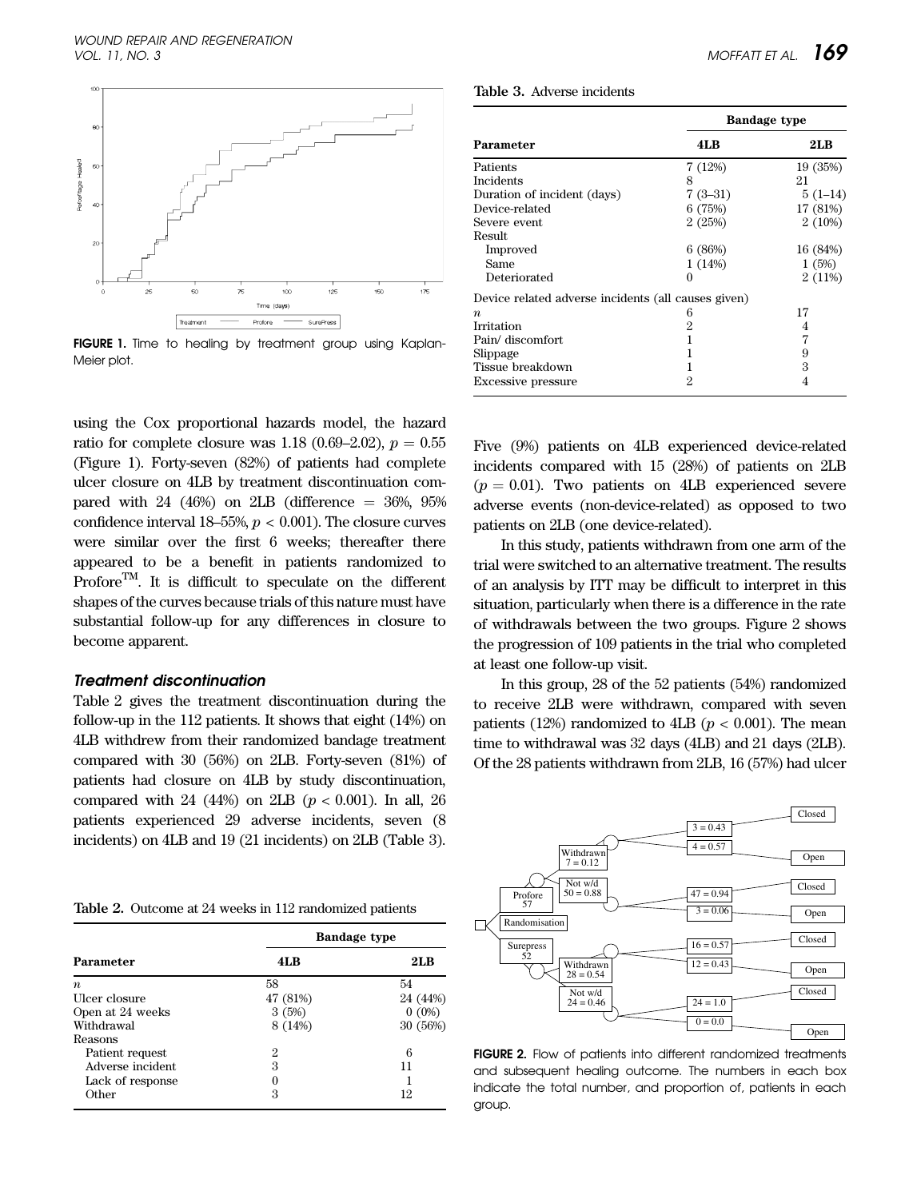FIGURE 1. Time to healing by treatment group using Kaplan-Meier plot.

using the Cox proportional hazards model, the hazard ratio for complete closure was 1.18 (0.69–2.02), $p = 0.55$ (Figure 1). Forty-seven (82%) of patients had complete ulcer closure on 4LB by treatment discontinuation compared with 24 (46%) on 2LB (difference = 36%, 95% confidence interval 18–55%, $p < 0.001$). The closure curves were similar over the first 6 weeks; thereafter there appeared to be a benefit in patients randomized to Profore™. It is difficult to speculate on the different shapes of the curves because trials of this nature must have substantial follow-up for any differences in closure to become apparent.

### *Treatment discontinuation*

Table 2 gives the treatment discontinuation during the follow-up in the 112 patients. It shows that eight (14%) on 4LB withdrew from their randomized bandage treatment compared with 30 (56%) on 2LB. Forty-seven (81%) of patients had closure on 4LB by study discontinuation, compared with 24 (44%) on 2LB ($p < 0.001$). In all, 26 patients experienced 29 adverse incidents, seven (8 incidents) on 4LB and 19 (21 incidents) on 2LB (Table 3).

**Table 2.** Outcome at 24 weeks in 112 randomized patients

| | Bandage type | |
|---|---|---|
| **Parameter** | **4LB** | **2LB** |
| $n$ | 58 | 54 |
| Ulcer closure | 47 (81%) | 24 (44%) |
| Open at 24 weeks | 3 (5%) | 0 (0%) |
| Withdrawal | 8 (14%) | 30 (56%) |
| Reasons | | |
| Patient request | 2 | 6 |
| Adverse incident | 3 | 11 |
| Lack of response | 0 | 1 |
| Other | 3 | 12 |

**Table 3.** Adverse incidents

| | Bandage type | |
|---|---|---|
| **Parameter** | **4LB** | **2LB** |
| Patients | 7 (12%) | 19 (35%) |
| Incidents | 8 | 21 |
| Duration of incident (days) | 7 (3–31) | 5 (1–14) |
| Device-related | 6 (75%) | 17 (81%) |
| Severe event | 2 (25%) | 2 (10%) |
| Result | | |
| Improved | 6 (86%) | 16 (84%) |
| Same | 1 (14%) | 1 (5%) |
| Deteriorated | 0 | 2 (11%) |
| Device related adverse incidents (all causes given) | | |
| $n$ | 6 | 17 |
| Irritation | 2 | 4 |
| Pain/ discomfort | 1 | 7 |
| Slippage | 1 | 9 |
| Tissue breakdown | 1 | 3 |
| Excessive pressure | 2 | 4 |

Five (9%) patients on 4LB experienced device-related incidents compared with 15 (28%) of patients on 2LB ($p = 0.01$). Two patients on 4LB experienced severe adverse events (non-device-related) as opposed to two patients on 2LB (one device-related).

In this study, patients withdrawn from one arm of the trial were switched to an alternative treatment. The results of an analysis by ITT may be difficult to interpret in this situation, particularly when there is a difference in the rate of withdrawals between the two groups. Figure 2 shows the progression of 109 patients in the trial who completed at least one follow-up visit.

In this group, 28 of the 52 patients (54%) randomized to receive 2LB were withdrawn, compared with seven patients (12%) randomized to 4LB ($p < 0.001$). The mean time to withdrawal was 32 days (4LB) and 21 days (2LB). Of the 28 patients withdrawn from 2LB, 16 (57%) had ulcer

FIGURE 2. Flow of patients into different randomized treatments and subsequent healing outcome. The numbers in each box indicate the total number, and proportion of, patients in each group.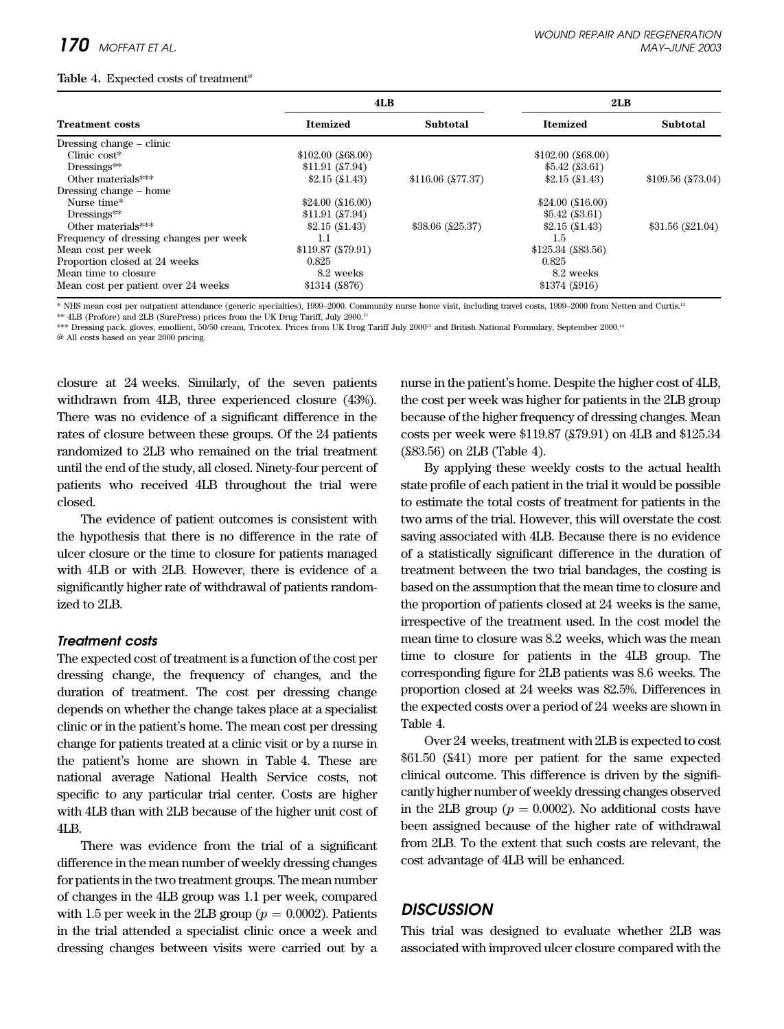**Table 4.** Expected costs of treatment[@]

| Treatment costs | 4LB Itemized | 4LB Subtotal | 2LB Itemized | 2LB Subtotal |
|---|---|---|---|---|
| Dressing change – clinic | | | | |
| Clinic cost* | $102.00 (£68.00) | | $102.00 (£68.00) | |
| Dressings** | $11.91 (£7.94) | | $5.42 (£3.61) | |
| Other materials*** | $2.15 (£1.43) | $116.06 (£77.37) | $2.15 (£1.43) | $109.56 (£73.04) |
| Dressing change – home | | | | |
| Nurse time* | $24.00 (£16.00) | | $24.00 (£16.00) | |
| Dressings** | $11.91 (£7.94) | | $5.42 (£3.61) | |
| Other materials*** | $2.15 (£1.43) | $38.06 (£25.37) | $2.15 (£1.43) | $31.56 (£21.04) |
| Frequency of dressing changes per week | 1.1 | | 1.5 | |
| Mean cost per week | $119.87 (£79.91) | | $125.34 (£83.56) | |
| Proportion closed at 24 weeks | 0.825 | | 0.825 | |
| Mean time to closure | 8.2 weeks | | 8.2 weeks | |
| Mean cost per patient over 24 weeks | $1314 (£876) | | $1374 (£916) | |

* NHS mean cost per outpatient attendance (generic specialties), 1999–2000. Community nurse home visit, including travel costs, 1999–2000 from Netten and Curtis.[12]

** 4LB (Profore) and 2LB (SurePress) prices from the UK Drug Tariff, July 2000.[13]

*** Dressing pack, gloves, emollient, 50/50 cream, Tricotex. Prices from UK Drug Tariff July 2000[13] and British National Formulary, September 2000.[14]

@ All costs based on year 2000 pricing.

closure at 24 weeks. Similarly, of the seven patients withdrawn from 4LB, three experienced closure (43%). There was no evidence of a significant difference in the rates of closure between these groups. Of the 24 patients randomized to 2LB who remained on the trial treatment until the end of the study, all closed. Ninety-four percent of patients who received 4LB throughout the trial were closed.

The evidence of patient outcomes is consistent with the hypothesis that there is no difference in the rate of ulcer closure or the time to closure for patients managed with 4LB or with 2LB. However, there is evidence of a significantly higher rate of withdrawal of patients randomized to 2LB.

### *Treatment costs*

The expected cost of treatment is a function of the cost per dressing change, the frequency of changes, and the duration of treatment. The cost per dressing change depends on whether the change takes place at a specialist clinic or in the patient's home. The mean cost per dressing change for patients treated at a clinic visit or by a nurse in the patient's home are shown in Table 4. These are national average National Health Service costs, not specific to any particular trial center. Costs are higher with 4LB than with 2LB because of the higher unit cost of 4LB.

There was evidence from the trial of a significant difference in the mean number of weekly dressing changes for patients in the two treatment groups. The mean number of changes in the 4LB group was 1.1 per week, compared with 1.5 per week in the 2LB group ($p = 0.0002$). Patients in the trial attended a specialist clinic once a week and dressing changes between visits were carried out by a nurse in the patient's home. Despite the higher cost of 4LB, the cost per week was higher for patients in the 2LB group because of the higher frequency of dressing changes. Mean costs per week were $119.87 (£79.91) on 4LB and $125.34 (£83.56) on 2LB (Table 4).

By applying these weekly costs to the actual health state profile of each patient in the trial it would be possible to estimate the total costs of treatment for patients in the two arms of the trial. However, this will overstate the cost saving associated with 4LB. Because there is no evidence of a statistically significant difference in the duration of treatment between the two trial bandages, the costing is based on the assumption that the mean time to closure and the proportion of patients closed at 24 weeks is the same, irrespective of the treatment used. In the cost model the mean time to closure was 8.2 weeks, which was the mean time to closure for patients in the 4LB group. The corresponding figure for 2LB patients was 8.6 weeks. The proportion closed at 24 weeks was 82.5%. Differences in the expected costs over a period of 24 weeks are shown in Table 4.

Over 24 weeks, treatment with 2LB is expected to cost $61.50 (£41) more per patient for the same expected clinical outcome. This difference is driven by the significantly higher number of weekly dressing changes observed in the 2LB group ($p = 0.0002$). No additional costs have been assigned because of the higher rate of withdrawal from 2LB. To the extent that such costs are relevant, the cost advantage of 4LB will be enhanced.

## DISCUSSION

This trial was designed to evaluate whether 2LB was associated with improved ulcer closure compared with the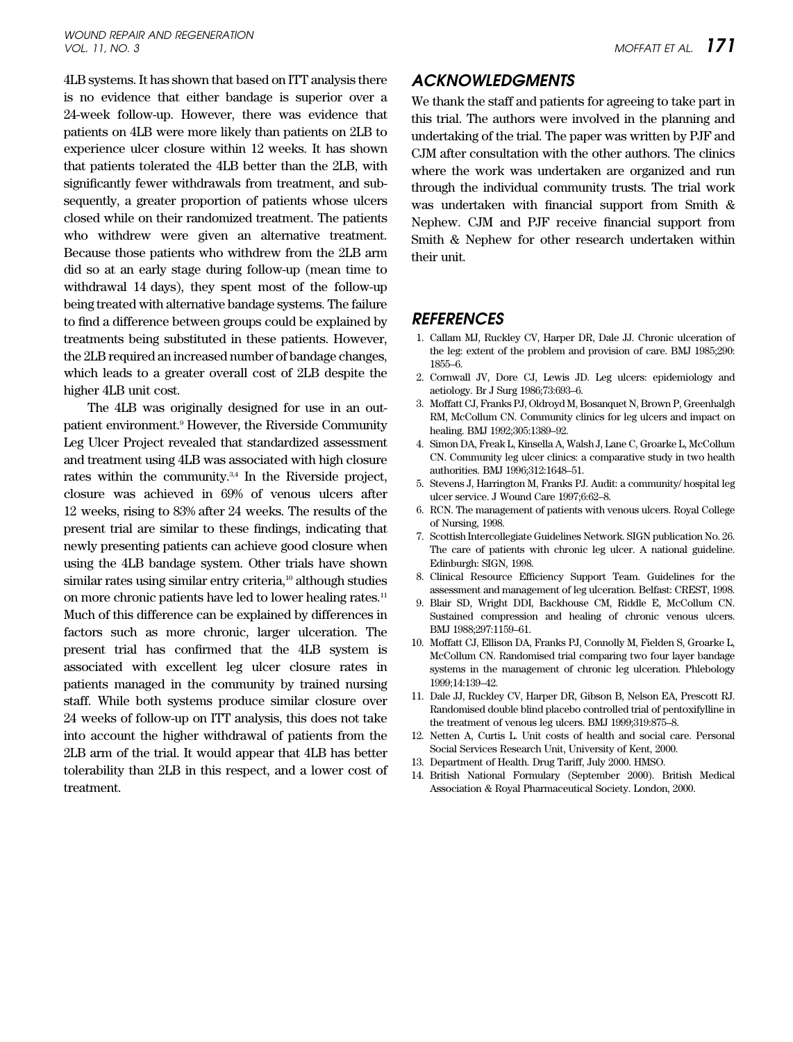4LB systems. It has shown that based on ITT analysis there is no evidence that either bandage is superior over a 24-week follow-up. However, there was evidence that patients on 4LB were more likely than patients on 2LB to experience ulcer closure within 12 weeks. It has shown that patients tolerated the 4LB better than the 2LB, with significantly fewer withdrawals from treatment, and subsequently, a greater proportion of patients whose ulcers closed while on their randomized treatment. The patients who withdrew were given an alternative treatment. Because those patients who withdrew from the 2LB arm did so at an early stage during follow-up (mean time to withdrawal 14 days), they spent most of the follow-up being treated with alternative bandage systems. The failure to find a difference between groups could be explained by treatments being substituted in these patients. However, the 2LB required an increased number of bandage changes, which leads to a greater overall cost of 2LB despite the higher 4LB unit cost.

The 4LB was originally designed for use in an outpatient environment.[9] However, the Riverside Community Leg Ulcer Project revealed that standardized assessment and treatment using 4LB was associated with high closure rates within the community.[3,4] In the Riverside project, closure was achieved in 69% of venous ulcers after 12 weeks, rising to 83% after 24 weeks. The results of the present trial are similar to these findings, indicating that newly presenting patients can achieve good closure when using the 4LB bandage system. Other trials have shown similar rates using similar entry criteria,[10] although studies on more chronic patients have led to lower healing rates.[11] Much of this difference can be explained by differences in factors such as more chronic, larger ulceration. The present trial has confirmed that the 4LB system is associated with excellent leg ulcer closure rates in patients managed in the community by trained nursing staff. While both systems produce similar closure over 24 weeks of follow-up on ITT analysis, this does not take into account the higher withdrawal of patients from the 2LB arm of the trial. It would appear that 4LB has better tolerability than 2LB in this respect, and a lower cost of treatment.

## ACKNOWLEDGMENTS

We thank the staff and patients for agreeing to take part in this trial. The authors were involved in the planning and undertaking of the trial. The paper was written by PJF and CJM after consultation with the other authors. The clinics where the work was undertaken are organized and run through the individual community trusts. The trial work was undertaken with financial support from Smith & Nephew. CJM and PJF receive financial support from Smith & Nephew for other research undertaken within their unit.

## REFERENCES

1. Callam MJ, Ruckley CV, Harper DR, Dale JJ. Chronic ulceration of the leg: extent of the problem and provision of care. BMJ 1985;290:1855–6.
2. Cornwall JV, Dore CJ, Lewis JD. Leg ulcers: epidemiology and aetiology. Br J Surg 1986;73:693–6.
3. Moffatt CJ, Franks PJ, Oldroyd M, Bosanquet N, Brown P, Greenhalgh RM, McCollum CN. Community clinics for leg ulcers and impact on healing. BMJ 1992;305:1389–92.
4. Simon DA, Freak L, Kinsella A, Walsh J, Lane C, Groarke L, McCollum CN. Community leg ulcer clinics: a comparative study in two health authorities. BMJ 1996;312:1648–51.
5. Stevens J, Harrington M, Franks PJ. Audit: a community/ hospital leg ulcer service. J Wound Care 1997;6:62–8.
6. RCN. The management of patients with venous ulcers. Royal College of Nursing, 1998.
7. Scottish Intercollegiate Guidelines Network. SIGN publication No. 26. The care of patients with chronic leg ulcer. A national guideline. Edinburgh: SIGN, 1998.
8. Clinical Resource Efficiency Support Team. Guidelines for the assessment and management of leg ulceration. Belfast: CREST, 1998.
9. Blair SD, Wright DDI, Backhouse CM, Riddle E, McCollum CN. Sustained compression and healing of chronic venous ulcers. BMJ 1988;297:1159–61.
10. Moffatt CJ, Ellison DA, Franks PJ, Connolly M, Fielden S, Groarke L, McCollum CN. Randomised trial comparing two four layer bandage systems in the management of chronic leg ulceration. Phlebology 1999;14:139–42.
11. Dale JJ, Ruckley CV, Harper DR, Gibson B, Nelson EA, Prescott RJ. Randomised double blind placebo controlled trial of pentoxifylline in the treatment of venous leg ulcers. BMJ 1999;319:875–8.
12. Netten A, Curtis L. Unit costs of health and social care. Personal Social Services Research Unit, University of Kent, 2000.
13. Department of Health. Drug Tariff, July 2000. HMSO.
14. British National Formulary (September 2000). British Medical Association & Royal Pharmaceutical Society. London, 2000.